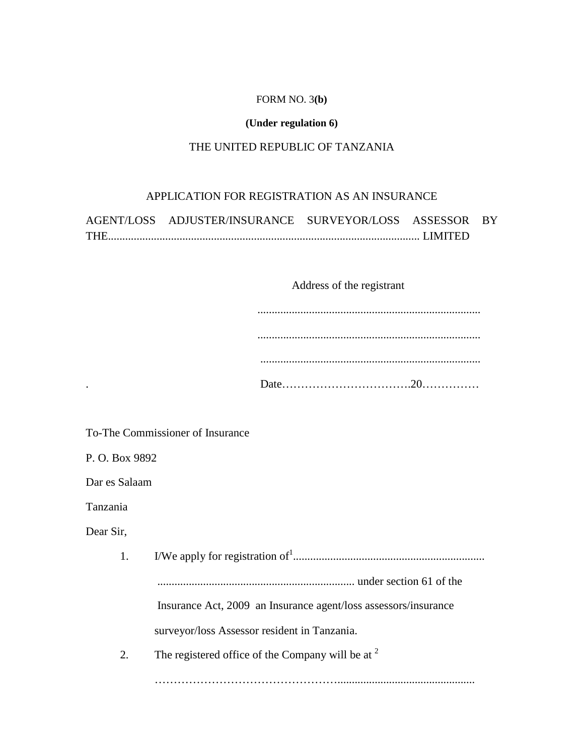FORM NO. 3**(b)**

**(Under regulation 6)**

THE UNITED REPUBLIC OF TANZANIA

APPLICATION FOR REGISTRATION AS AN INSURANCE AGENT/LOSS ADJUSTER/INSURANCE SURVEYOR/LOSS ASSESSOR BY THE............................................................................................................ LIMITED

Address of the registrant

..............................................................................

..............................................................................

..............................................................................

Date…………………………….20……………

To-The Commissioner of Insurance

P. O. Box 9892

Dar es Salaam

Tanzania

Dear Sir,

1. I/We apply for registration of[1]..................................................................
..................................................................... under section 61 of the Insurance Act, 2009 an Insurance agent/loss assessors/insurance surveyor/loss Assessor resident in Tanzania.

2. The registered office of the Company will be at [2]
………………………………………….................................................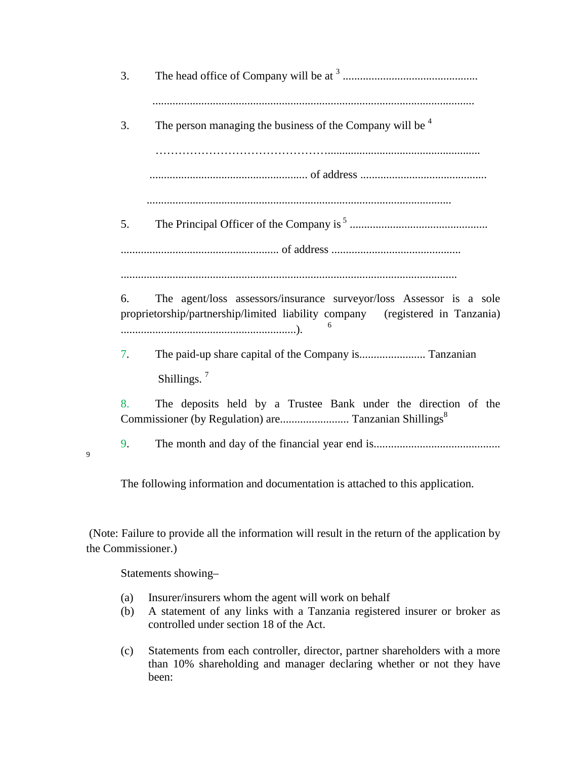3. The head office of Company will be at [3] ...............................................

...............................................................................................................

3. The person managing the business of the Company will be [4]

……………………………………......................................................

....................................................... of address ............................................

..........................................................................................................

5. The Principal Officer of the Company is [5] ................................................

....................................................... of address .............................................

...................................................................................................................

6. The agent/loss assessors/insurance surveyor/loss Assessor is a sole proprietorship/partnership/limited liability company (registered in Tanzania) .............................................................). [6]

7. The paid-up share capital of the Company is....................... Tanzanian Shillings. [7]

8. The deposits held by a Trustee Bank under the direction of the Commissioner (by Regulation) are........................ Tanzanian Shillings[8]

9. The month and day of the financial year end is............................................ [9]

The following information and documentation is attached to this application.

(Note: Failure to provide all the information will result in the return of the application by the Commissioner.)

Statements showing–

(a) Insurer/insurers whom the agent will work on behalf
(b) A statement of any links with a Tanzania registered insurer or broker as controlled under section 18 of the Act.
(c) Statements from each controller, director, partner shareholders with a more than 10% shareholding and manager declaring whether or not they have been: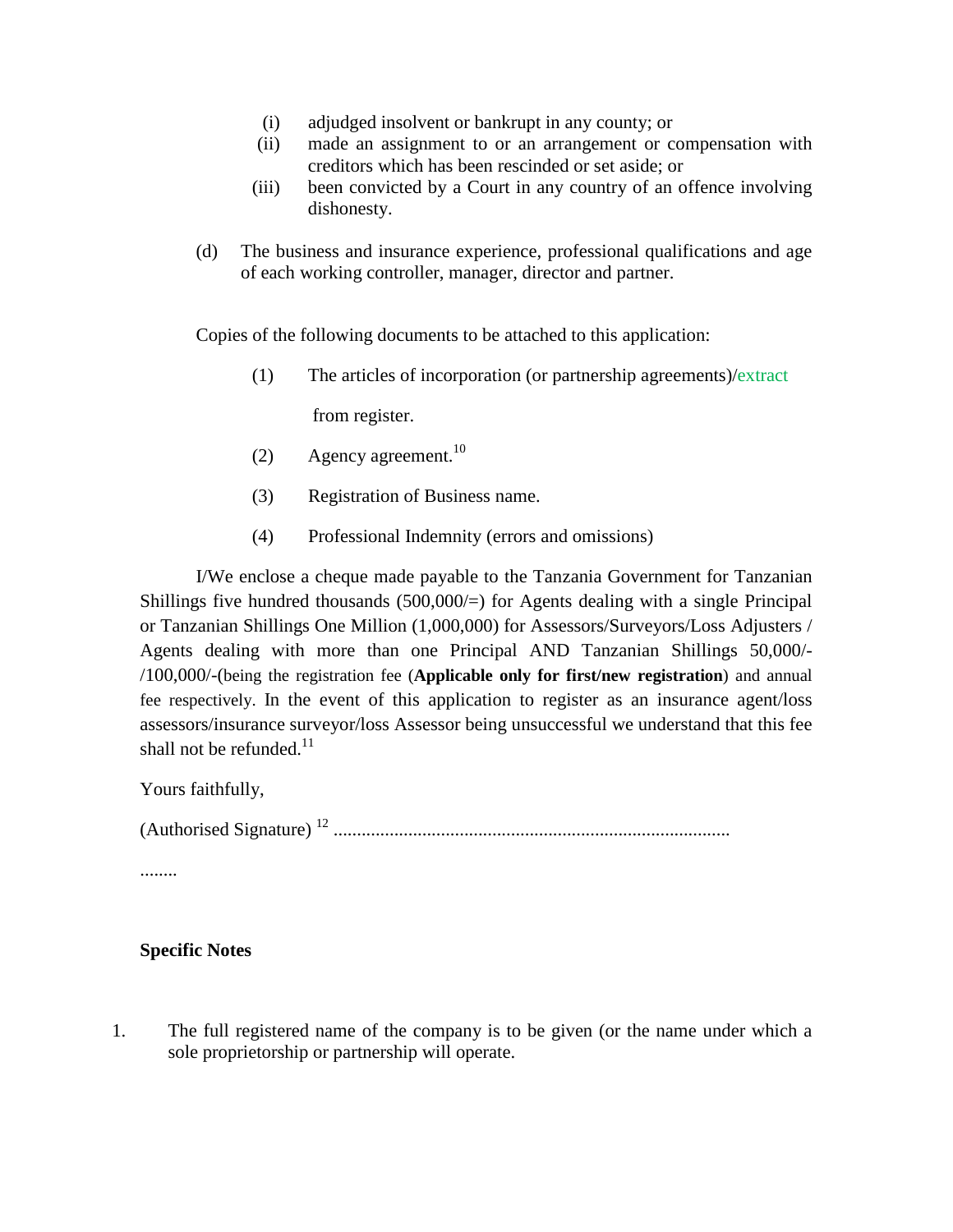(i) adjudged insolvent or bankrupt in any county; or
(ii) made an assignment to or an arrangement or compensation with creditors which has been rescinded or set aside; or
(iii) been convicted by a Court in any country of an offence involving dishonesty.

(d) The business and insurance experience, professional qualifications and age of each working controller, manager, director and partner.

Copies of the following documents to be attached to this application:

(1) The articles of incorporation (or partnership agreements)/extract from register.

(2) Agency agreement.[10]

(3) Registration of Business name.

(4) Professional Indemnity (errors and omissions)

I/We enclose a cheque made payable to the Tanzania Government for Tanzanian Shillings five hundred thousands (500,000/=) for Agents dealing with a single Principal or Tanzanian Shillings One Million (1,000,000) for Assessors/Surveyors/Loss Adjusters / Agents dealing with more than one Principal AND Tanzanian Shillings 50,000/- /100,000/-(being the registration fee (**Applicable only for first/new registration**) and annual fee respectively. In the event of this application to register as an insurance agent/loss assessors/insurance surveyor/loss Assessor being unsuccessful we understand that this fee shall not be refunded.[11]

Yours faithfully,

(Authorised Signature) [12] ....................................................................................

........

**Specific Notes**

1. The full registered name of the company is to be given (or the name under which a sole proprietorship or partnership will operate.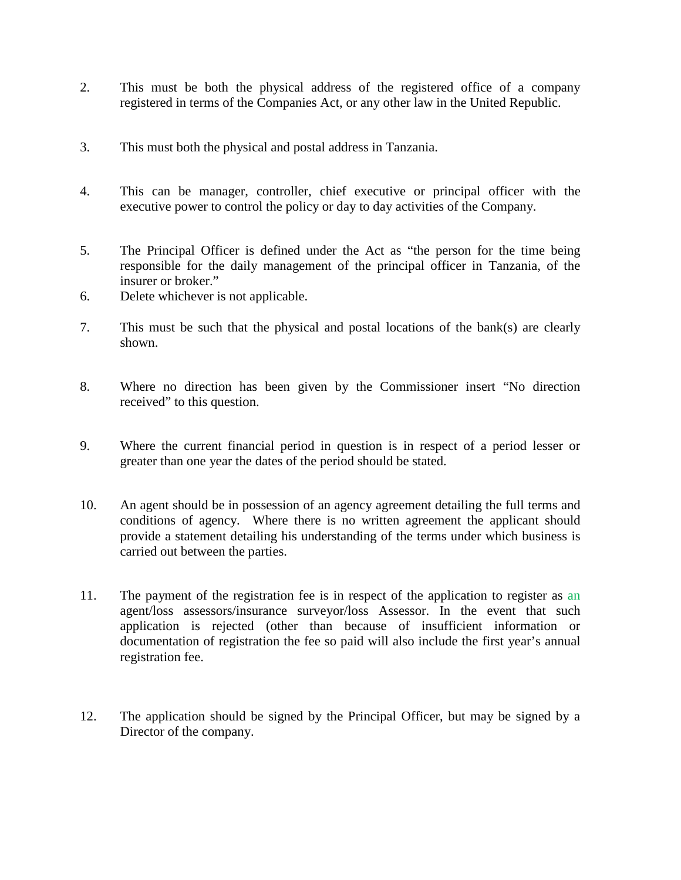2. This must be both the physical address of the registered office of a company registered in terms of the Companies Act, or any other law in the United Republic.

3. This must both the physical and postal address in Tanzania.

4. This can be manager, controller, chief executive or principal officer with the executive power to control the policy or day to day activities of the Company.

5. The Principal Officer is defined under the Act as "the person for the time being responsible for the daily management of the principal officer in Tanzania, of the insurer or broker."
6. Delete whichever is not applicable.

7. This must be such that the physical and postal locations of the bank(s) are clearly shown.

8. Where no direction has been given by the Commissioner insert "No direction received" to this question.

9. Where the current financial period in question is in respect of a period lesser or greater than one year the dates of the period should be stated.

10. An agent should be in possession of an agency agreement detailing the full terms and conditions of agency. Where there is no written agreement the applicant should provide a statement detailing his understanding of the terms under which business is carried out between the parties.

11. The payment of the registration fee is in respect of the application to register as an agent/loss assessors/insurance surveyor/loss Assessor. In the event that such application is rejected (other than because of insufficient information or documentation of registration the fee so paid will also include the first year's annual registration fee.

12. The application should be signed by the Principal Officer, but may be signed by a Director of the company.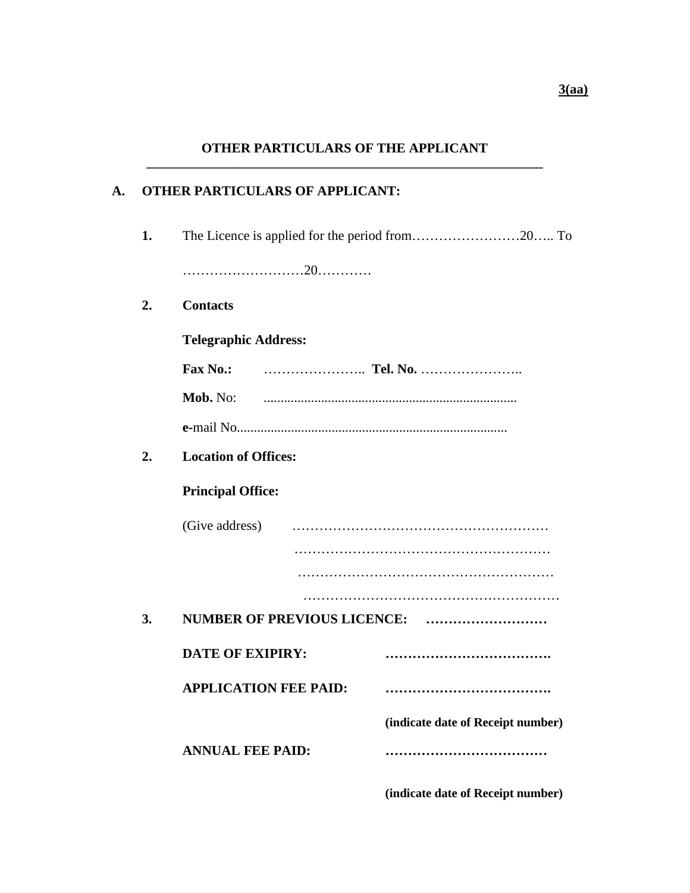**3(aa)**

## OTHER PARTICULARS OF THE APPLICANT

### A. OTHER PARTICULARS OF APPLICANT:

**1.** The Licence is applied for the period from……………………20….. To ………………………20…………

**2. Contacts**

**Telegraphic Address:**

**Fax No.:** ………………….. **Tel. No.** …………………..

**Mob.** No: ..........................................................................

**e**-mail No................................................................................

**2. Location of Offices:**

**Principal Office:**

(Give address) …………………………………………………
…………………………………………………
…………………………………………………
…………………………………………………

**3. NUMBER OF PREVIOUS LICENCE:** **………………………**

**DATE OF EXIPIRY:** **……………………………….**

**APPLICATION FEE PAID:** **……………………………….**

**(indicate date of Receipt number)**

**ANNUAL FEE PAID:** **………………………………**

**(indicate date of Receipt number)**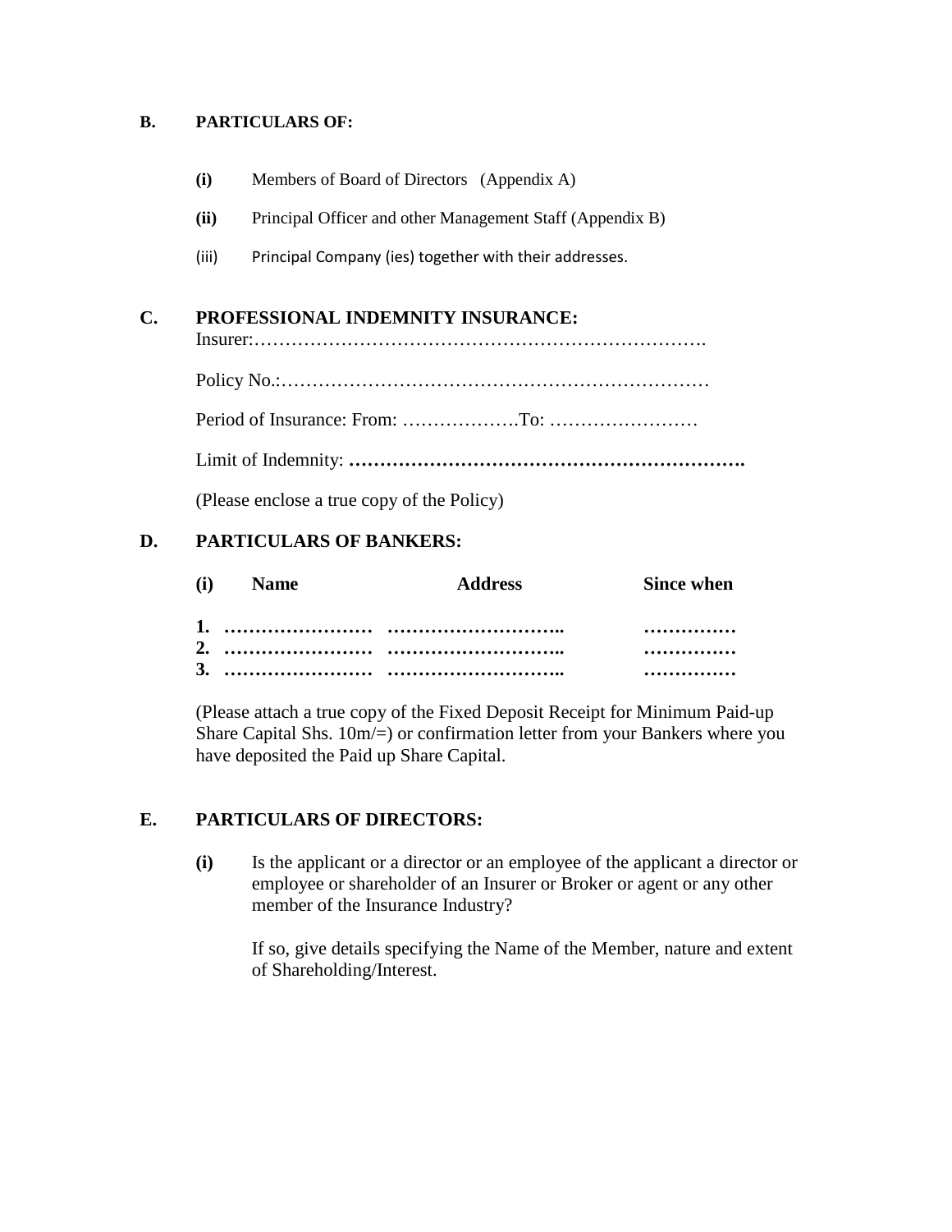**B. PARTICULARS OF:**

- **(i)** Members of Board of Directors (Appendix A)
- **(ii)** Principal Officer and other Management Staff (Appendix B)
- (iii) Principal Company (ies) together with their addresses.

**C. PROFESSIONAL INDEMNITY INSURANCE:**

Insurer:……………………………………………………………….

Policy No.:……………………………………………………………

Period of Insurance: From: ……………….To: ……………………

Limit of Indemnity: **……………………………………………………….**

(Please enclose a true copy of the Policy)

**D. PARTICULARS OF BANKERS:**

| **(i)** | **Name** | **Address** | **Since when** |
|---|---|---|---|
| **1.** | **……………………** | **……………………….** | **……………** |
| **2.** | **……………………** | **……………………….** | **……………** |
| **3.** | **……………………** | **……………………….** | **……………** |

(Please attach a true copy of the Fixed Deposit Receipt for Minimum Paid-up Share Capital Shs. 10m/=) or confirmation letter from your Bankers where you have deposited the Paid up Share Capital.

**E. PARTICULARS OF DIRECTORS:**

**(i)** Is the applicant or a director or an employee of the applicant a director or employee or shareholder of an Insurer or Broker or agent or any other member of the Insurance Industry?

If so, give details specifying the Name of the Member, nature and extent of Shareholding/Interest.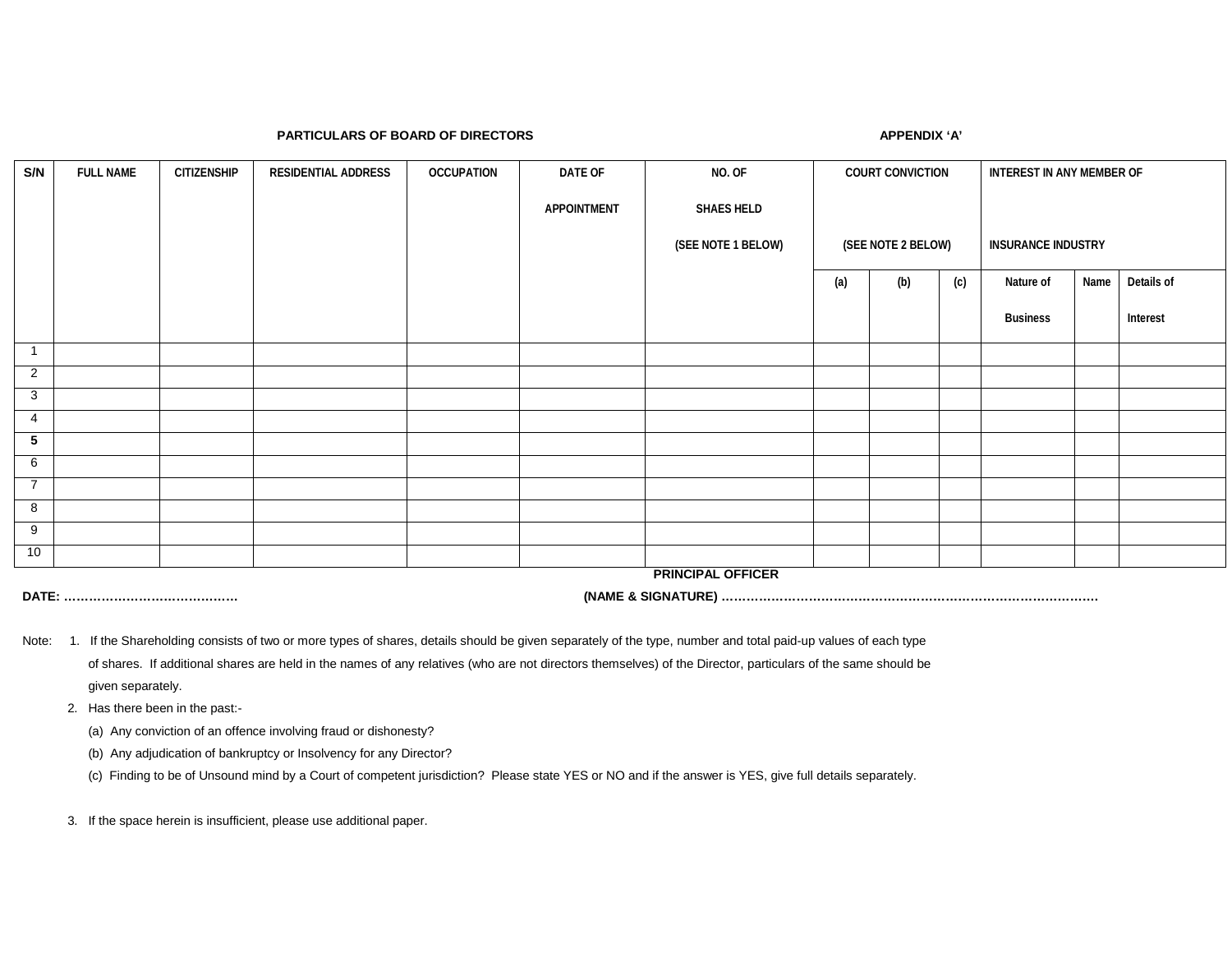**PARTICULARS OF BOARD OF DIRECTORS** **APPENDIX 'A'**

| S/N | FULL NAME | CITIZENSHIP | RESIDENTIAL ADDRESS | OCCUPATION | DATE OF APPOINTMENT | NO. OF SHAES HELD (SEE NOTE 1 BELOW) | COURT CONVICTION (SEE NOTE 2 BELOW) | | | INTEREST IN ANY MEMBER OF INSURANCE INDUSTRY | | |
|---|---|---|---|---|---|---|---|---|---|---|---|---|
| | | | | | | | (a) | (b) | (c) | Nature of Business | Name | Details of Interest |
| 1 | | | | | | | | | | | | |
| 2 | | | | | | | | | | | | |
| 3 | | | | | | | | | | | | |
| 4 | | | | | | | | | | | | |
| **5** | | | | | | | | | | | | |
| 6 | | | | | | | | | | | | |
| 7 | | | | | | | | | | | | |
| 8 | | | | | | | | | | | | |
| 9 | | | | | | | | | | | | |
| 10 | | | | | | | | | | | | |

**PRINCIPAL OFFICER**

**DATE: ……………………………………** **(NAME & SIGNATURE) ………………………………………………………………………………**

Note:
1. If the Shareholding consists of two or more types of shares, details should be given separately of the type, number and total paid-up values of each type of shares. If additional shares are held in the names of any relatives (who are not directors themselves) of the Director, particulars of the same should be given separately.
2. Has there been in the past:-
   (a) Any conviction of an offence involving fraud or dishonesty?
   (b) Any adjudication of bankruptcy or Insolvency for any Director?
   (c) Finding to be of Unsound mind by a Court of competent jurisdiction? Please state YES or NO and if the answer is YES, give full details separately.
3. If the space herein is insufficient, please use additional paper.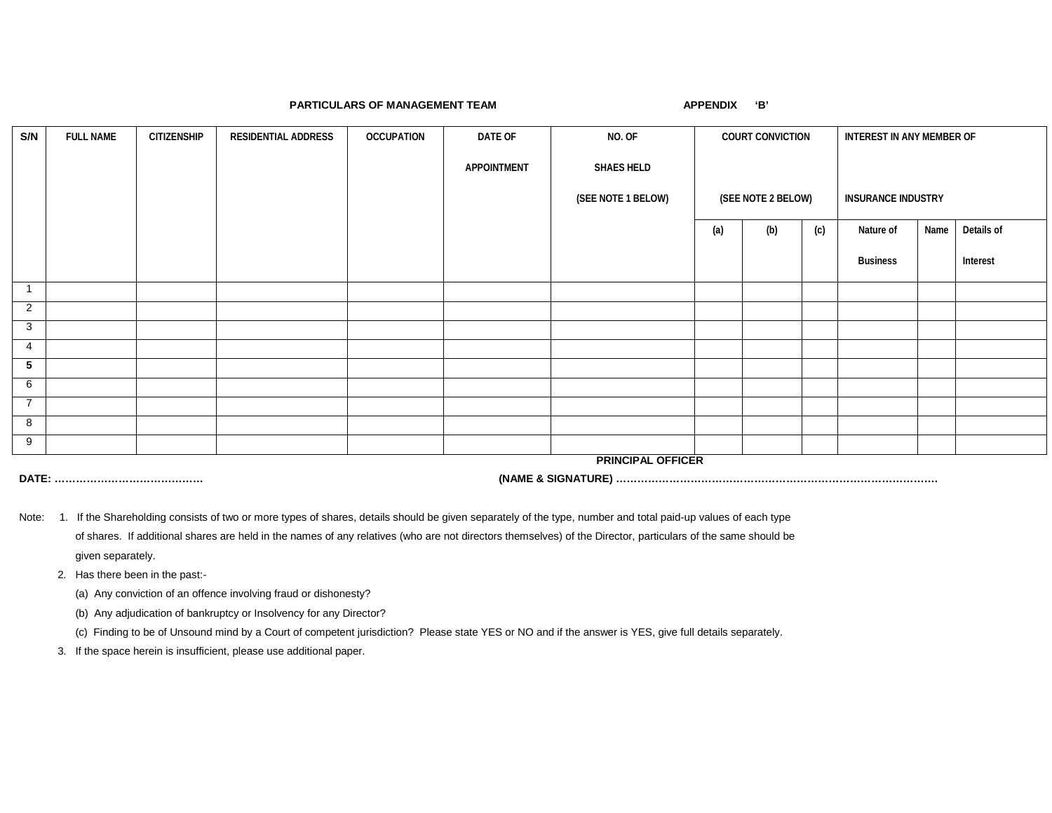**PARTICULARS OF MANAGEMENT TEAM** **APPENDIX 'B'**

| S/N | FULL NAME | CITIZENSHIP | RESIDENTIAL ADDRESS | OCCUPATION | DATE OF APPOINTMENT | NO. OF SHAES HELD (SEE NOTE 1 BELOW) | COURT CONVICTION (SEE NOTE 2 BELOW) | | | INTEREST IN ANY MEMBER OF INSURANCE INDUSTRY | | |
|---|---|---|---|---|---|---|---|---|---|---|---|---|
| | | | | | | | (a) | (b) | (c) | Nature of Business | Name | Details of Interest |
| 1 | | | | | | | | | | | | |
| 2 | | | | | | | | | | | | |
| 3 | | | | | | | | | | | | |
| 4 | | | | | | | | | | | | |
| **5** | | | | | | | | | | | | |
| 6 | | | | | | | | | | | | |
| 7 | | | | | | | | | | | | |
| 8 | | | | | | | | | | | | |
| 9 | | | | | | | | | | | | |

**PRINCIPAL OFFICER**

**DATE: ……………………………………** **(NAME & SIGNATURE) ………………………………………………………………………………**

Note:
1. If the Shareholding consists of two or more types of shares, details should be given separately of the type, number and total paid-up values of each type of shares. If additional shares are held in the names of any relatives (who are not directors themselves) of the Director, particulars of the same should be given separately.
2. Has there been in the past:-
   (a) Any conviction of an offence involving fraud or dishonesty?
   (b) Any adjudication of bankruptcy or Insolvency for any Director?
   (c) Finding to be of Unsound mind by a Court of competent jurisdiction? Please state YES or NO and if the answer is YES, give full details separately.
3. If the space herein is insufficient, please use additional paper.